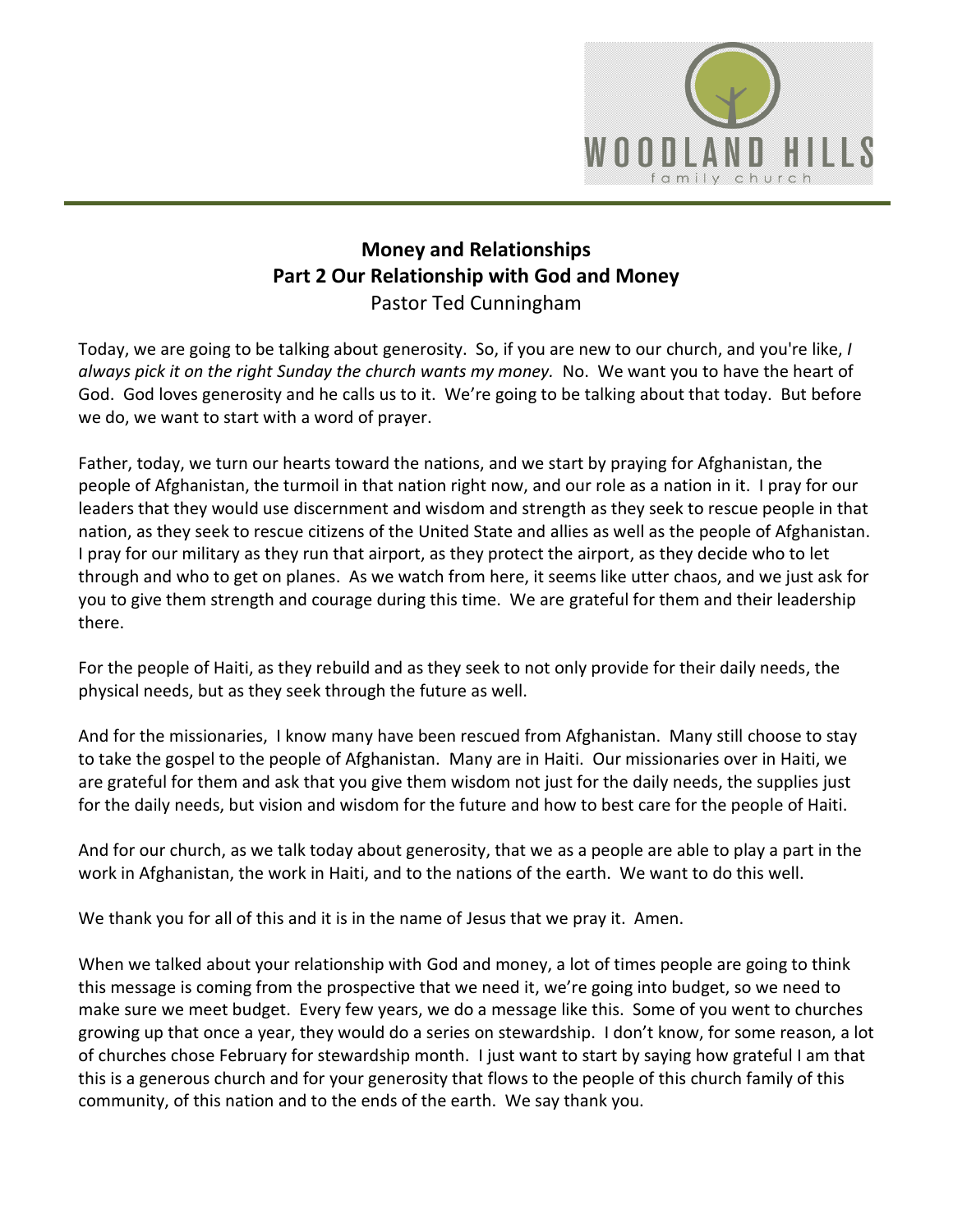# Money and Relationships
## Part 2 Our Relationship with God and Money

Pastor Ted Cunningham

Today, we are going to be talking about generosity. So, if you are new to our church, and you're like, *I always pick it on the right Sunday the church wants my money.* No. We want you to have the heart of God. God loves generosity and he calls us to it. We're going to be talking about that today. But before we do, we want to start with a word of prayer.

Father, today, we turn our hearts toward the nations, and we start by praying for Afghanistan, the people of Afghanistan, the turmoil in that nation right now, and our role as a nation in it. I pray for our leaders that they would use discernment and wisdom and strength as they seek to rescue people in that nation, as they seek to rescue citizens of the United State and allies as well as the people of Afghanistan. I pray for our military as they run that airport, as they protect the airport, as they decide who to let through and who to get on planes. As we watch from here, it seems like utter chaos, and we just ask for you to give them strength and courage during this time. We are grateful for them and their leadership there.

For the people of Haiti, as they rebuild and as they seek to not only provide for their daily needs, the physical needs, but as they seek through the future as well.

And for the missionaries, I know many have been rescued from Afghanistan. Many still choose to stay to take the gospel to the people of Afghanistan. Many are in Haiti. Our missionaries over in Haiti, we are grateful for them and ask that you give them wisdom not just for the daily needs, the supplies just for the daily needs, but vision and wisdom for the future and how to best care for the people of Haiti.

And for our church, as we talk today about generosity, that we as a people are able to play a part in the work in Afghanistan, the work in Haiti, and to the nations of the earth. We want to do this well.

We thank you for all of this and it is in the name of Jesus that we pray it. Amen.

When we talked about your relationship with God and money, a lot of times people are going to think this message is coming from the prospective that we need it, we're going into budget, so we need to make sure we meet budget. Every few years, we do a message like this. Some of you went to churches growing up that once a year, they would do a series on stewardship. I don't know, for some reason, a lot of churches chose February for stewardship month. I just want to start by saying how grateful I am that this is a generous church and for your generosity that flows to the people of this church family of this community, of this nation and to the ends of the earth. We say thank you.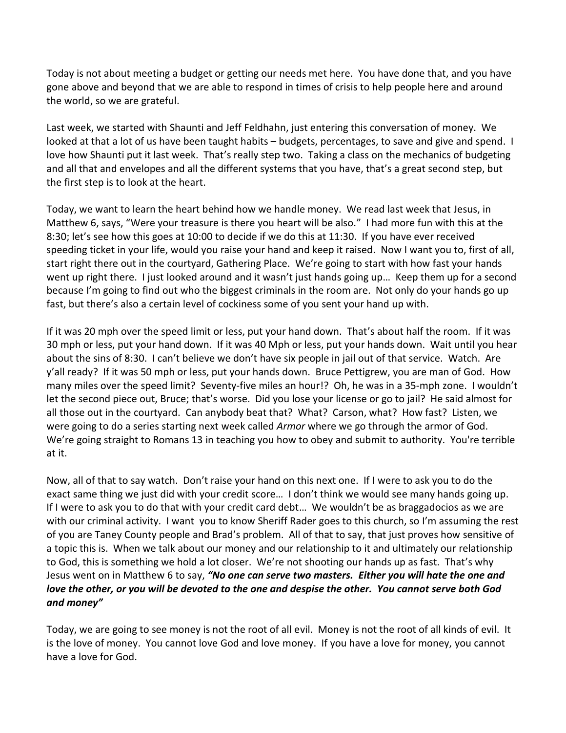Today is not about meeting a budget or getting our needs met here. You have done that, and you have gone above and beyond that we are able to respond in times of crisis to help people here and around the world, so we are grateful.

Last week, we started with Shaunti and Jeff Feldhahn, just entering this conversation of money. We looked at that a lot of us have been taught habits – budgets, percentages, to save and give and spend. I love how Shaunti put it last week. That's really step two. Taking a class on the mechanics of budgeting and all that and envelopes and all the different systems that you have, that's a great second step, but the first step is to look at the heart.

Today, we want to learn the heart behind how we handle money. We read last week that Jesus, in Matthew 6, says, "Were your treasure is there you heart will be also." I had more fun with this at the 8:30; let's see how this goes at 10:00 to decide if we do this at 11:30. If you have ever received speeding ticket in your life, would you raise your hand and keep it raised. Now I want you to, first of all, start right there out in the courtyard, Gathering Place. We're going to start with how fast your hands went up right there. I just looked around and it wasn't just hands going up… Keep them up for a second because I'm going to find out who the biggest criminals in the room are. Not only do your hands go up fast, but there's also a certain level of cockiness some of you sent your hand up with.

If it was 20 mph over the speed limit or less, put your hand down. That's about half the room. If it was 30 mph or less, put your hand down. If it was 40 Mph or less, put your hands down. Wait until you hear about the sins of 8:30. I can't believe we don't have six people in jail out of that service. Watch. Are y'all ready? If it was 50 mph or less, put your hands down. Bruce Pettigrew, you are man of God. How many miles over the speed limit? Seventy-five miles an hour!? Oh, he was in a 35-mph zone. I wouldn't let the second piece out, Bruce; that's worse. Did you lose your license or go to jail? He said almost for all those out in the courtyard. Can anybody beat that? What? Carson, what? How fast? Listen, we were going to do a series starting next week called *Armor* where we go through the armor of God. We're going straight to Romans 13 in teaching you how to obey and submit to authority. You're terrible at it.

Now, all of that to say watch. Don't raise your hand on this next one. If I were to ask you to do the exact same thing we just did with your credit score… I don't think we would see many hands going up. If I were to ask you to do that with your credit card debt… We wouldn't be as braggadocios as we are with our criminal activity. I want you to know Sheriff Rader goes to this church, so I'm assuming the rest of you are Taney County people and Brad's problem. All of that to say, that just proves how sensitive of a topic this is. When we talk about our money and our relationship to it and ultimately our relationship to God, this is something we hold a lot closer. We're not shooting our hands up as fast. That's why Jesus went on in Matthew 6 to say, ***"No one can serve two masters. Either you will hate the one and love the other, or you will be devoted to the one and despise the other. You cannot serve both God and money"***

Today, we are going to see money is not the root of all evil. Money is not the root of all kinds of evil. It is the love of money. You cannot love God and love money. If you have a love for money, you cannot have a love for God.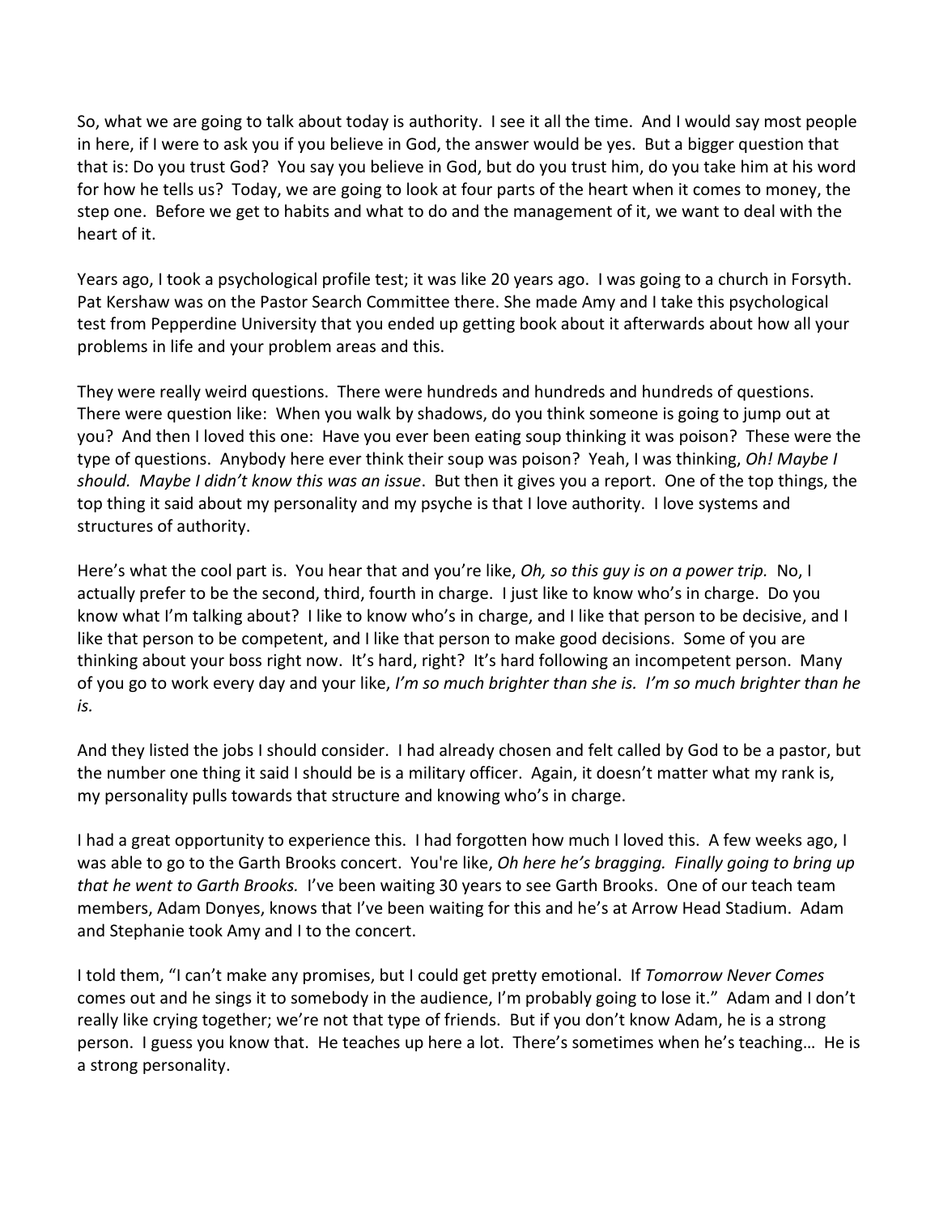So, what we are going to talk about today is authority. I see it all the time. And I would say most people in here, if I were to ask you if you believe in God, the answer would be yes. But a bigger question that that is: Do you trust God? You say you believe in God, but do you trust him, do you take him at his word for how he tells us? Today, we are going to look at four parts of the heart when it comes to money, the step one. Before we get to habits and what to do and the management of it, we want to deal with the heart of it.

Years ago, I took a psychological profile test; it was like 20 years ago. I was going to a church in Forsyth. Pat Kershaw was on the Pastor Search Committee there. She made Amy and I take this psychological test from Pepperdine University that you ended up getting book about it afterwards about how all your problems in life and your problem areas and this.

They were really weird questions. There were hundreds and hundreds and hundreds of questions. There were question like: When you walk by shadows, do you think someone is going to jump out at you? And then I loved this one: Have you ever been eating soup thinking it was poison? These were the type of questions. Anybody here ever think their soup was poison? Yeah, I was thinking, *Oh! Maybe I should. Maybe I didn't know this was an issue*. But then it gives you a report. One of the top things, the top thing it said about my personality and my psyche is that I love authority. I love systems and structures of authority.

Here's what the cool part is. You hear that and you're like, *Oh, so this guy is on a power trip.* No, I actually prefer to be the second, third, fourth in charge. I just like to know who's in charge. Do you know what I'm talking about? I like to know who's in charge, and I like that person to be decisive, and I like that person to be competent, and I like that person to make good decisions. Some of you are thinking about your boss right now. It's hard, right? It's hard following an incompetent person. Many of you go to work every day and your like, *I'm so much brighter than she is. I'm so much brighter than he is.*

And they listed the jobs I should consider. I had already chosen and felt called by God to be a pastor, but the number one thing it said I should be is a military officer. Again, it doesn't matter what my rank is, my personality pulls towards that structure and knowing who's in charge.

I had a great opportunity to experience this. I had forgotten how much I loved this. A few weeks ago, I was able to go to the Garth Brooks concert. You're like, *Oh here he's bragging. Finally going to bring up that he went to Garth Brooks.* I've been waiting 30 years to see Garth Brooks. One of our teach team members, Adam Donyes, knows that I've been waiting for this and he's at Arrow Head Stadium. Adam and Stephanie took Amy and I to the concert.

I told them, "I can't make any promises, but I could get pretty emotional. If *Tomorrow Never Comes* comes out and he sings it to somebody in the audience, I'm probably going to lose it." Adam and I don't really like crying together; we're not that type of friends. But if you don't know Adam, he is a strong person. I guess you know that. He teaches up here a lot. There's sometimes when he's teaching… He is a strong personality.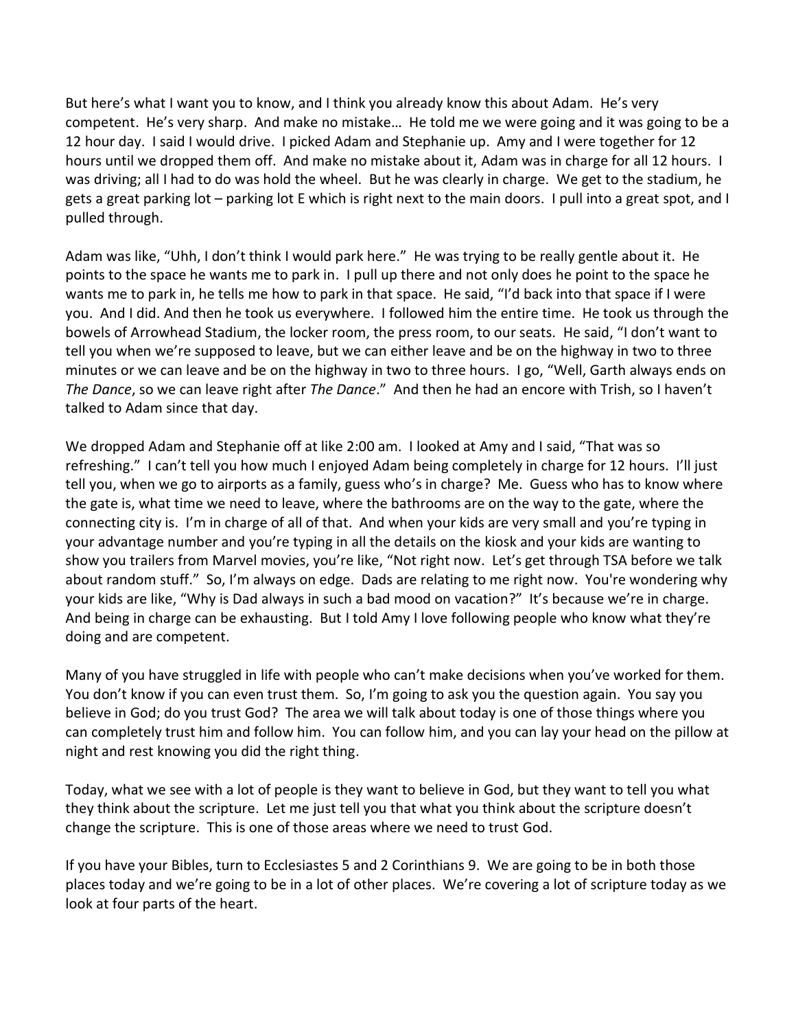But here's what I want you to know, and I think you already know this about Adam. He's very competent. He's very sharp. And make no mistake… He told me we were going and it was going to be a 12 hour day. I said I would drive. I picked Adam and Stephanie up. Amy and I were together for 12 hours until we dropped them off. And make no mistake about it, Adam was in charge for all 12 hours. I was driving; all I had to do was hold the wheel. But he was clearly in charge. We get to the stadium, he gets a great parking lot – parking lot E which is right next to the main doors. I pull into a great spot, and I pulled through.

Adam was like, "Uhh, I don't think I would park here." He was trying to be really gentle about it. He points to the space he wants me to park in. I pull up there and not only does he point to the space he wants me to park in, he tells me how to park in that space. He said, "I'd back into that space if I were you. And I did. And then he took us everywhere. I followed him the entire time. He took us through the bowels of Arrowhead Stadium, the locker room, the press room, to our seats. He said, "I don't want to tell you when we're supposed to leave, but we can either leave and be on the highway in two to three minutes or we can leave and be on the highway in two to three hours. I go, "Well, Garth always ends on *The Dance*, so we can leave right after *The Dance*." And then he had an encore with Trish, so I haven't talked to Adam since that day.

We dropped Adam and Stephanie off at like 2:00 am. I looked at Amy and I said, "That was so refreshing." I can't tell you how much I enjoyed Adam being completely in charge for 12 hours. I'll just tell you, when we go to airports as a family, guess who's in charge? Me. Guess who has to know where the gate is, what time we need to leave, where the bathrooms are on the way to the gate, where the connecting city is. I'm in charge of all of that. And when your kids are very small and you're typing in your advantage number and you're typing in all the details on the kiosk and your kids are wanting to show you trailers from Marvel movies, you're like, "Not right now. Let's get through TSA before we talk about random stuff." So, I'm always on edge. Dads are relating to me right now. You're wondering why your kids are like, "Why is Dad always in such a bad mood on vacation?" It's because we're in charge. And being in charge can be exhausting. But I told Amy I love following people who know what they're doing and are competent.

Many of you have struggled in life with people who can't make decisions when you've worked for them. You don't know if you can even trust them. So, I'm going to ask you the question again. You say you believe in God; do you trust God? The area we will talk about today is one of those things where you can completely trust him and follow him. You can follow him, and you can lay your head on the pillow at night and rest knowing you did the right thing.

Today, what we see with a lot of people is they want to believe in God, but they want to tell you what they think about the scripture. Let me just tell you that what you think about the scripture doesn't change the scripture. This is one of those areas where we need to trust God.

If you have your Bibles, turn to Ecclesiastes 5 and 2 Corinthians 9. We are going to be in both those places today and we're going to be in a lot of other places. We're covering a lot of scripture today as we look at four parts of the heart.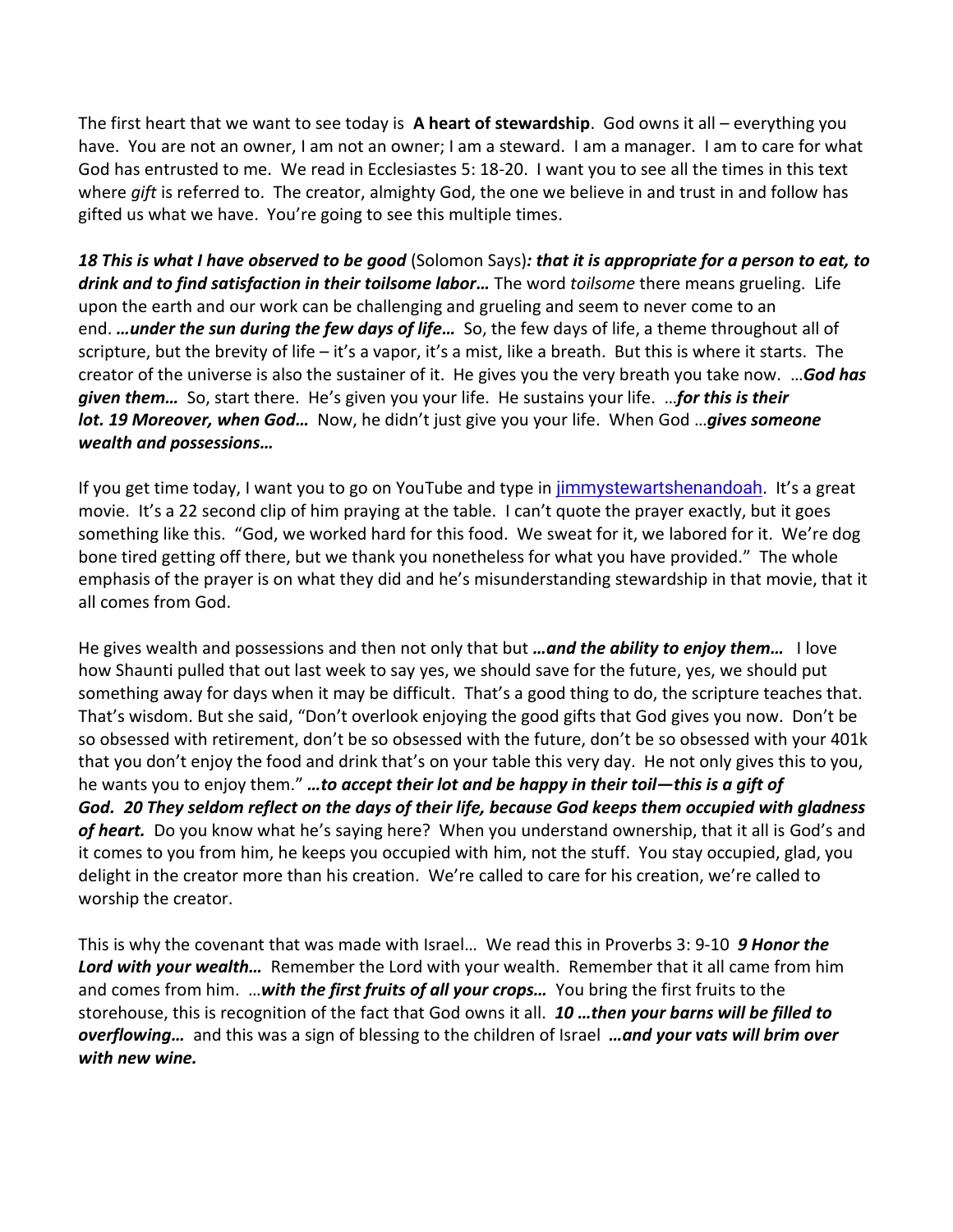The first heart that we want to see today is **A heart of stewardship**. God owns it all – everything you have. You are not an owner, I am not an owner; I am a steward. I am a manager. I am to care for what God has entrusted to me. We read in Ecclesiastes 5: 18-20. I want you to see all the times in this text where *gift* is referred to. The creator, almighty God, the one we believe in and trust in and follow has gifted us what we have. You're going to see this multiple times.

***18 This is what I have observed to be good*** (Solomon Says)***: that it is appropriate for a person to eat, to drink and to find satisfaction in their toilsome labor…*** The word *toilsome* there means grueling. Life upon the earth and our work can be challenging and grueling and seem to never come to an end. ***…under the sun during the few days of life…*** So, the few days of life, a theme throughout all of scripture, but the brevity of life – it's a vapor, it's a mist, like a breath. But this is where it starts. The creator of the universe is also the sustainer of it. He gives you the very breath you take now. …***God has given them…*** So, start there. He's given you your life. He sustains your life. …***for this is their lot. 19 Moreover, when God…*** Now, he didn't just give you your life. When God …***gives someone wealth and possessions…***

If you get time today, I want you to go on YouTube and type in jimmystewartshenandoah. It's a great movie. It's a 22 second clip of him praying at the table. I can't quote the prayer exactly, but it goes something like this. "God, we worked hard for this food. We sweat for it, we labored for it. We're dog bone tired getting off there, but we thank you nonetheless for what you have provided." The whole emphasis of the prayer is on what they did and he's misunderstanding stewardship in that movie, that it all comes from God.

He gives wealth and possessions and then not only that but ***…and the ability to enjoy them…*** I love how Shaunti pulled that out last week to say yes, we should save for the future, yes, we should put something away for days when it may be difficult. That's a good thing to do, the scripture teaches that. That's wisdom. But she said, "Don't overlook enjoying the good gifts that God gives you now. Don't be so obsessed with retirement, don't be so obsessed with the future, don't be so obsessed with your 401k that you don't enjoy the food and drink that's on your table this very day. He not only gives this to you, he wants you to enjoy them." ***…to accept their lot and be happy in their toil—this is a gift of God. 20 They seldom reflect on the days of their life, because God keeps them occupied with gladness of heart.*** Do you know what he's saying here? When you understand ownership, that it all is God's and it comes to you from him, he keeps you occupied with him, not the stuff. You stay occupied, glad, you delight in the creator more than his creation. We're called to care for his creation, we're called to worship the creator.

This is why the covenant that was made with Israel… We read this in Proverbs 3: 9-10 ***9 Honor the Lord with your wealth…*** Remember the Lord with your wealth. Remember that it all came from him and comes from him. …***with the first fruits of all your crops…*** You bring the first fruits to the storehouse, this is recognition of the fact that God owns it all. ***10 …then your barns will be filled to overflowing…*** and this was a sign of blessing to the children of Israel ***…and your vats will brim over with new wine.***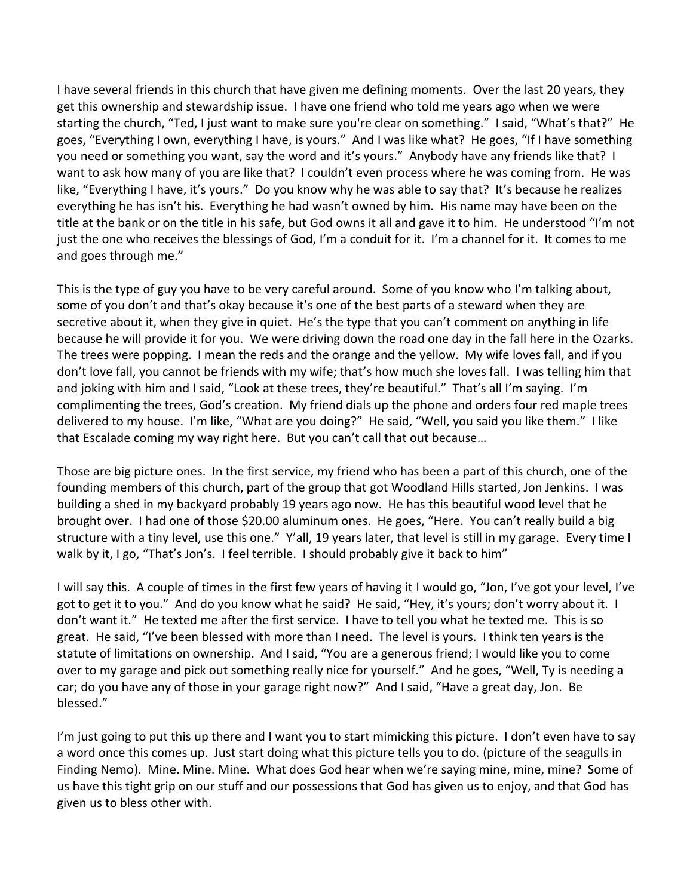I have several friends in this church that have given me defining moments. Over the last 20 years, they get this ownership and stewardship issue. I have one friend who told me years ago when we were starting the church, "Ted, I just want to make sure you're clear on something." I said, "What's that?" He goes, "Everything I own, everything I have, is yours." And I was like what? He goes, "If I have something you need or something you want, say the word and it's yours." Anybody have any friends like that? I want to ask how many of you are like that? I couldn't even process where he was coming from. He was like, "Everything I have, it's yours." Do you know why he was able to say that? It's because he realizes everything he has isn't his. Everything he had wasn't owned by him. His name may have been on the title at the bank or on the title in his safe, but God owns it all and gave it to him. He understood "I'm not just the one who receives the blessings of God, I'm a conduit for it. I'm a channel for it. It comes to me and goes through me."

This is the type of guy you have to be very careful around. Some of you know who I'm talking about, some of you don't and that's okay because it's one of the best parts of a steward when they are secretive about it, when they give in quiet. He's the type that you can't comment on anything in life because he will provide it for you. We were driving down the road one day in the fall here in the Ozarks. The trees were popping. I mean the reds and the orange and the yellow. My wife loves fall, and if you don't love fall, you cannot be friends with my wife; that's how much she loves fall. I was telling him that and joking with him and I said, "Look at these trees, they're beautiful." That's all I'm saying. I'm complimenting the trees, God's creation. My friend dials up the phone and orders four red maple trees delivered to my house. I'm like, "What are you doing?" He said, "Well, you said you like them." I like that Escalade coming my way right here. But you can't call that out because…

Those are big picture ones. In the first service, my friend who has been a part of this church, one of the founding members of this church, part of the group that got Woodland Hills started, Jon Jenkins. I was building a shed in my backyard probably 19 years ago now. He has this beautiful wood level that he brought over. I had one of those $20.00 aluminum ones. He goes, "Here. You can't really build a big structure with a tiny level, use this one." Y'all, 19 years later, that level is still in my garage. Every time I walk by it, I go, "That's Jon's. I feel terrible. I should probably give it back to him"

I will say this. A couple of times in the first few years of having it I would go, "Jon, I've got your level, I've got to get it to you." And do you know what he said? He said, "Hey, it's yours; don't worry about it. I don't want it." He texted me after the first service. I have to tell you what he texted me. This is so great. He said, "I've been blessed with more than I need. The level is yours. I think ten years is the statute of limitations on ownership. And I said, "You are a generous friend; I would like you to come over to my garage and pick out something really nice for yourself." And he goes, "Well, Ty is needing a car; do you have any of those in your garage right now?" And I said, "Have a great day, Jon. Be blessed."

I'm just going to put this up there and I want you to start mimicking this picture. I don't even have to say a word once this comes up. Just start doing what this picture tells you to do. (picture of the seagulls in Finding Nemo). Mine. Mine. Mine. What does God hear when we're saying mine, mine, mine? Some of us have this tight grip on our stuff and our possessions that God has given us to enjoy, and that God has given us to bless other with.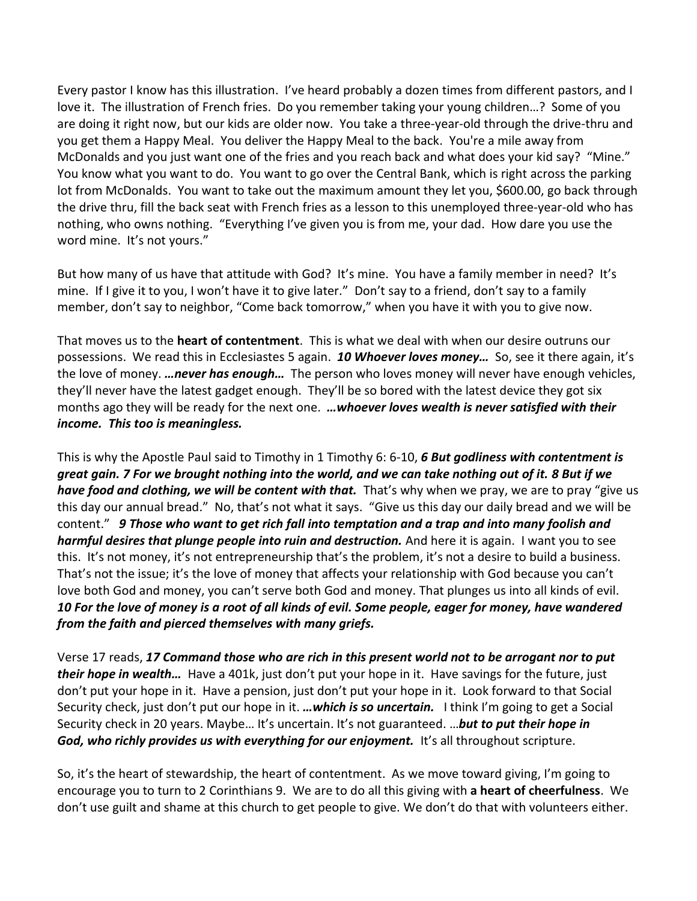Every pastor I know has this illustration. I've heard probably a dozen times from different pastors, and I love it. The illustration of French fries. Do you remember taking your young children…? Some of you are doing it right now, but our kids are older now. You take a three-year-old through the drive-thru and you get them a Happy Meal. You deliver the Happy Meal to the back. You're a mile away from McDonalds and you just want one of the fries and you reach back and what does your kid say? "Mine." You know what you want to do. You want to go over the Central Bank, which is right across the parking lot from McDonalds. You want to take out the maximum amount they let you, $600.00, go back through the drive thru, fill the back seat with French fries as a lesson to this unemployed three-year-old who has nothing, who owns nothing. "Everything I've given you is from me, your dad. How dare you use the word mine. It's not yours."

But how many of us have that attitude with God? It's mine. You have a family member in need? It's mine. If I give it to you, I won't have it to give later." Don't say to a friend, don't say to a family member, don't say to neighbor, "Come back tomorrow," when you have it with you to give now.

That moves us to the **heart of contentment**. This is what we deal with when our desire outruns our possessions. We read this in Ecclesiastes 5 again. ***10 Whoever loves money…*** So, see it there again, it's the love of money. ***…never has enough…*** The person who loves money will never have enough vehicles, they'll never have the latest gadget enough. They'll be so bored with the latest device they got six months ago they will be ready for the next one. ***…whoever loves wealth is never satisfied with their income. This too is meaningless.***

This is why the Apostle Paul said to Timothy in 1 Timothy 6: 6-10, ***6 But godliness with contentment is great gain. 7 For we brought nothing into the world, and we can take nothing out of it. 8 But if we have food and clothing, we will be content with that.*** That's why when we pray, we are to pray "give us this day our annual bread." No, that's not what it says. "Give us this day our daily bread and we will be content." ***9 Those who want to get rich fall into temptation and a trap and into many foolish and harmful desires that plunge people into ruin and destruction.*** And here it is again. I want you to see this. It's not money, it's not entrepreneurship that's the problem, it's not a desire to build a business. That's not the issue; it's the love of money that affects your relationship with God because you can't love both God and money, you can't serve both God and money. That plunges us into all kinds of evil. ***10 For the love of money is a root of all kinds of evil. Some people, eager for money, have wandered from the faith and pierced themselves with many griefs.***

Verse 17 reads, ***17 Command those who are rich in this present world not to be arrogant nor to put their hope in wealth…*** Have a 401k, just don't put your hope in it. Have savings for the future, just don't put your hope in it. Have a pension, just don't put your hope in it. Look forward to that Social Security check, just don't put our hope in it. ***…which is so uncertain.*** I think I'm going to get a Social Security check in 20 years. Maybe… It's uncertain. It's not guaranteed. …***but to put their hope in God, who richly provides us with everything for our enjoyment.*** It's all throughout scripture.

So, it's the heart of stewardship, the heart of contentment. As we move toward giving, I'm going to encourage you to turn to 2 Corinthians 9. We are to do all this giving with **a heart of cheerfulness**. We don't use guilt and shame at this church to get people to give. We don't do that with volunteers either.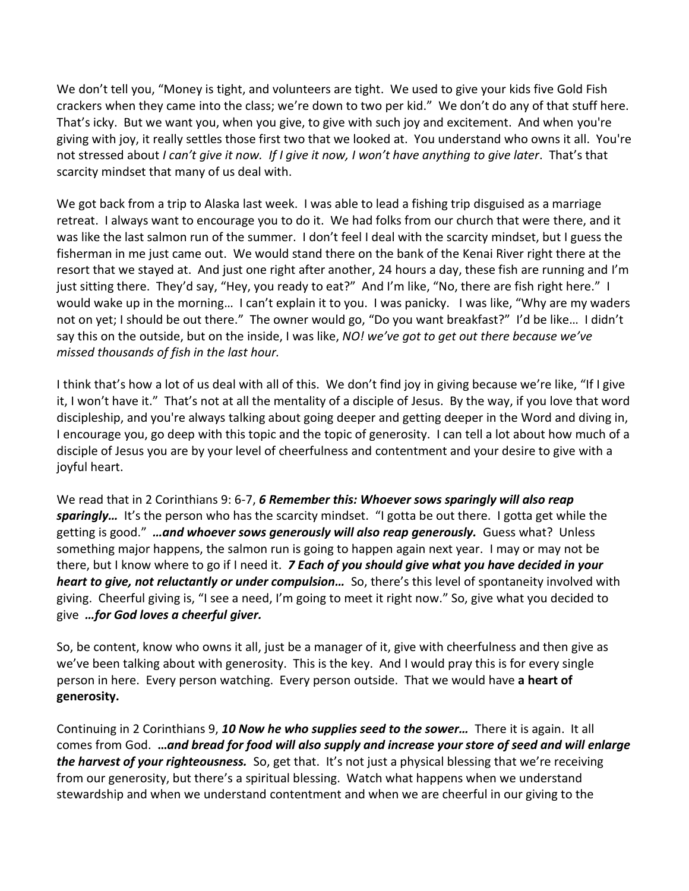We don't tell you, "Money is tight, and volunteers are tight. We used to give your kids five Gold Fish crackers when they came into the class; we're down to two per kid." We don't do any of that stuff here. That's icky. But we want you, when you give, to give with such joy and excitement. And when you're giving with joy, it really settles those first two that we looked at. You understand who owns it all. You're not stressed about *I can't give it now. If I give it now, I won't have anything to give later*. That's that scarcity mindset that many of us deal with.

We got back from a trip to Alaska last week. I was able to lead a fishing trip disguised as a marriage retreat. I always want to encourage you to do it. We had folks from our church that were there, and it was like the last salmon run of the summer. I don't feel I deal with the scarcity mindset, but I guess the fisherman in me just came out. We would stand there on the bank of the Kenai River right there at the resort that we stayed at. And just one right after another, 24 hours a day, these fish are running and I'm just sitting there. They'd say, "Hey, you ready to eat?" And I'm like, "No, there are fish right here." I would wake up in the morning… I can't explain it to you. I was panicky. I was like, "Why are my waders not on yet; I should be out there." The owner would go, "Do you want breakfast?" I'd be like… I didn't say this on the outside, but on the inside, I was like, *NO! we've got to get out there because we've missed thousands of fish in the last hour.*

I think that's how a lot of us deal with all of this. We don't find joy in giving because we're like, "If I give it, I won't have it." That's not at all the mentality of a disciple of Jesus. By the way, if you love that word discipleship, and you're always talking about going deeper and getting deeper in the Word and diving in, I encourage you, go deep with this topic and the topic of generosity. I can tell a lot about how much of a disciple of Jesus you are by your level of cheerfulness and contentment and your desire to give with a joyful heart.

We read that in 2 Corinthians 9: 6-7, ***6 Remember this: Whoever sows sparingly will also reap sparingly…*** It's the person who has the scarcity mindset. "I gotta be out there. I gotta get while the getting is good." ***…and whoever sows generously will also reap generously.*** Guess what? Unless something major happens, the salmon run is going to happen again next year. I may or may not be there, but I know where to go if I need it. ***7 Each of you should give what you have decided in your heart to give, not reluctantly or under compulsion…*** So, there's this level of spontaneity involved with giving. Cheerful giving is, "I see a need, I'm going to meet it right now." So, give what you decided to give ***…for God loves a cheerful giver.***

So, be content, know who owns it all, just be a manager of it, give with cheerfulness and then give as we've been talking about with generosity. This is the key. And I would pray this is for every single person in here. Every person watching. Every person outside. That we would have **a heart of generosity.**

Continuing in 2 Corinthians 9, ***10 Now he who supplies seed to the sower…*** There it is again. It all comes from God. ***…and bread for food will also supply and increase your store of seed and will enlarge the harvest of your righteousness.*** So, get that. It's not just a physical blessing that we're receiving from our generosity, but there's a spiritual blessing. Watch what happens when we understand stewardship and when we understand contentment and when we are cheerful in our giving to the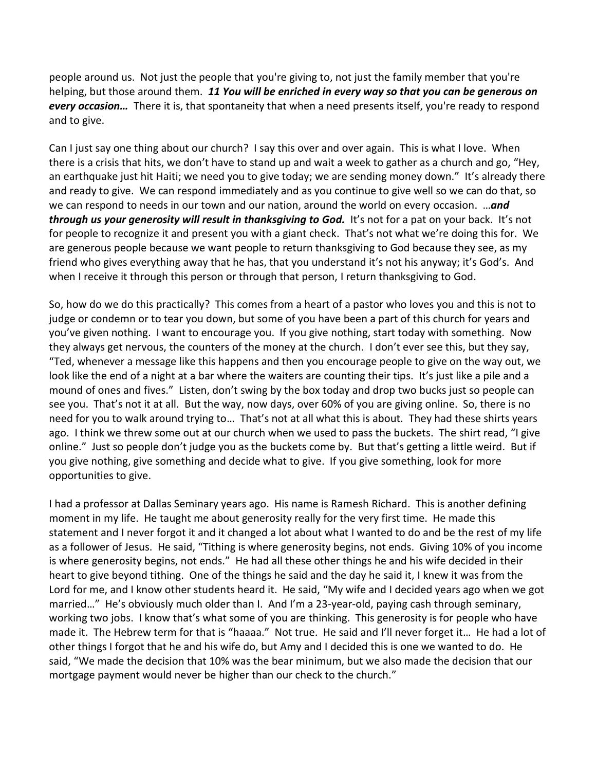people around us. Not just the people that you're giving to, not just the family member that you're helping, but those around them. ***11 You will be enriched in every way so that you can be generous on every occasion…*** There it is, that spontaneity that when a need presents itself, you're ready to respond and to give.

Can I just say one thing about our church? I say this over and over again. This is what I love. When there is a crisis that hits, we don't have to stand up and wait a week to gather as a church and go, "Hey, an earthquake just hit Haiti; we need you to give today; we are sending money down." It's already there and ready to give. We can respond immediately and as you continue to give well so we can do that, so we can respond to needs in our town and our nation, around the world on every occasion. …***and through us your generosity will result in thanksgiving to God.*** It's not for a pat on your back. It's not for people to recognize it and present you with a giant check. That's not what we're doing this for. We are generous people because we want people to return thanksgiving to God because they see, as my friend who gives everything away that he has, that you understand it's not his anyway; it's God's. And when I receive it through this person or through that person, I return thanksgiving to God.

So, how do we do this practically? This comes from a heart of a pastor who loves you and this is not to judge or condemn or to tear you down, but some of you have been a part of this church for years and you've given nothing. I want to encourage you. If you give nothing, start today with something. Now they always get nervous, the counters of the money at the church. I don't ever see this, but they say, "Ted, whenever a message like this happens and then you encourage people to give on the way out, we look like the end of a night at a bar where the waiters are counting their tips. It's just like a pile and a mound of ones and fives." Listen, don't swing by the box today and drop two bucks just so people can see you. That's not it at all. But the way, now days, over 60% of you are giving online. So, there is no need for you to walk around trying to… That's not at all what this is about. They had these shirts years ago. I think we threw some out at our church when we used to pass the buckets. The shirt read, "I give online." Just so people don't judge you as the buckets come by. But that's getting a little weird. But if you give nothing, give something and decide what to give. If you give something, look for more opportunities to give.

I had a professor at Dallas Seminary years ago. His name is Ramesh Richard. This is another defining moment in my life. He taught me about generosity really for the very first time. He made this statement and I never forgot it and it changed a lot about what I wanted to do and be the rest of my life as a follower of Jesus. He said, "Tithing is where generosity begins, not ends. Giving 10% of you income is where generosity begins, not ends." He had all these other things he and his wife decided in their heart to give beyond tithing. One of the things he said and the day he said it, I knew it was from the Lord for me, and I know other students heard it. He said, "My wife and I decided years ago when we got married…" He's obviously much older than I. And I'm a 23-year-old, paying cash through seminary, working two jobs. I know that's what some of you are thinking. This generosity is for people who have made it. The Hebrew term for that is "haaaa." Not true. He said and I'll never forget it… He had a lot of other things I forgot that he and his wife do, but Amy and I decided this is one we wanted to do. He said, "We made the decision that 10% was the bear minimum, but we also made the decision that our mortgage payment would never be higher than our check to the church."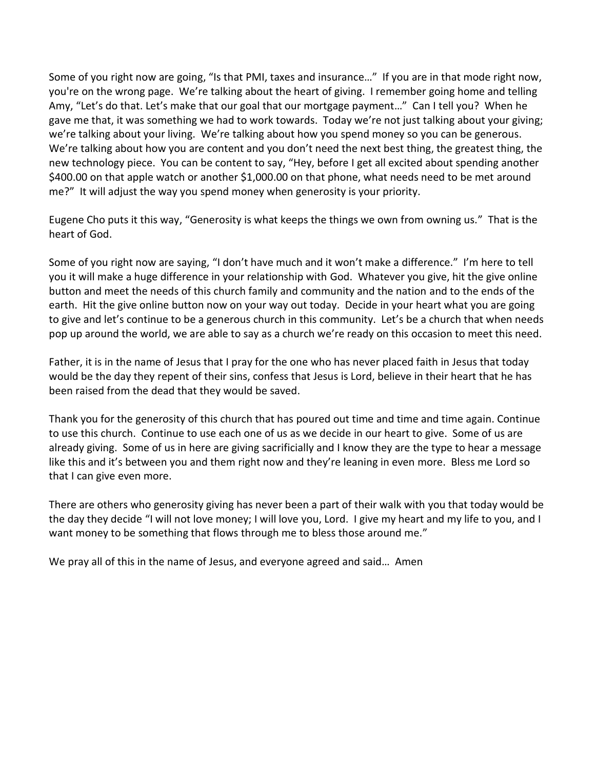Some of you right now are going, "Is that PMI, taxes and insurance…" If you are in that mode right now, you're on the wrong page. We're talking about the heart of giving. I remember going home and telling Amy, "Let's do that. Let's make that our goal that our mortgage payment…" Can I tell you? When he gave me that, it was something we had to work towards. Today we're not just talking about your giving; we're talking about your living. We're talking about how you spend money so you can be generous. We're talking about how you are content and you don't need the next best thing, the greatest thing, the new technology piece. You can be content to say, "Hey, before I get all excited about spending another $400.00 on that apple watch or another $1,000.00 on that phone, what needs need to be met around me?" It will adjust the way you spend money when generosity is your priority.

Eugene Cho puts it this way, "Generosity is what keeps the things we own from owning us." That is the heart of God.

Some of you right now are saying, "I don't have much and it won't make a difference." I'm here to tell you it will make a huge difference in your relationship with God. Whatever you give, hit the give online button and meet the needs of this church family and community and the nation and to the ends of the earth. Hit the give online button now on your way out today. Decide in your heart what you are going to give and let's continue to be a generous church in this community. Let's be a church that when needs pop up around the world, we are able to say as a church we're ready on this occasion to meet this need.

Father, it is in the name of Jesus that I pray for the one who has never placed faith in Jesus that today would be the day they repent of their sins, confess that Jesus is Lord, believe in their heart that he has been raised from the dead that they would be saved.

Thank you for the generosity of this church that has poured out time and time and time again. Continue to use this church. Continue to use each one of us as we decide in our heart to give. Some of us are already giving. Some of us in here are giving sacrificially and I know they are the type to hear a message like this and it's between you and them right now and they're leaning in even more. Bless me Lord so that I can give even more.

There are others who generosity giving has never been a part of their walk with you that today would be the day they decide "I will not love money; I will love you, Lord. I give my heart and my life to you, and I want money to be something that flows through me to bless those around me."

We pray all of this in the name of Jesus, and everyone agreed and said… Amen